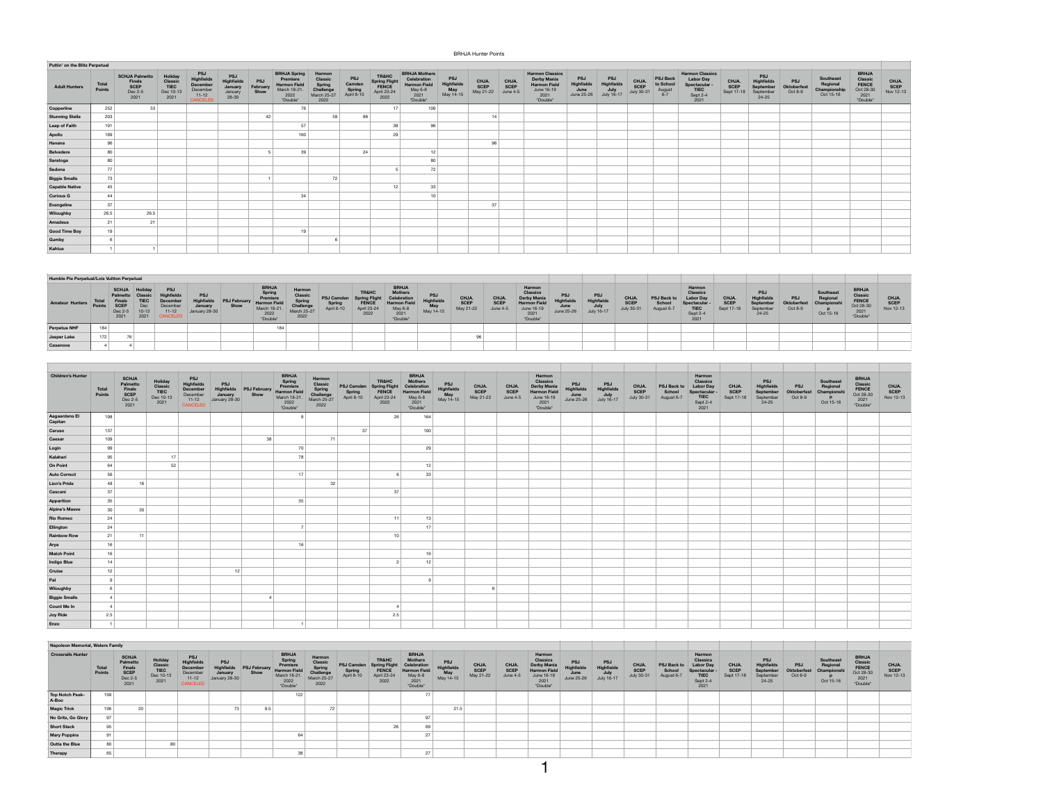# BRHJA Hunter Points

## Puttin' on the Blitz Perpetual

| Adult Hunters | Total Points | SCHJA Palmetto Finals SCEP Dec 2-5 2021 | Holiday Classic TIEC Dec 10-13 2021 | PSJ Highfields December December 11-12 CANCELED | PSJ Highfields January January 28-30 | PSJ February Show | BRHJA Spring Premiere Harmon Field March 18-21, 2022 \*Double\* | Harmon Classic Spring Challenge March 25-27 2022 | PSJ Camden Spring April 8-10 | TR&HC Spring Flight FENCE April 23-24 2022 | BRHJA Mothers Celebration Harmon Field May 6-8 2021 \*Double\* | PSJ Highfields May May 14-15 | CHJA. SCEP May 21-22 | CHJA. SCEP June 4-5 | Harmon Classics Derby Mania Harmon Field June 16-19 2021 \*Double\* | PSJ Highfields June June 25-26 | PSJ Highfields July July 16-17 | CHJA. SCEP July 30-31 | PSJ Back to School August 6-7 | Harmon Classics Labor Day Spectacular - TIEC Sept 2-4 2021 | CHJA. SCEP Sept 17-18 | PSJ Highfields September September 24-25 | PSJ Oktoberfest Oct 8-9 | Southeast Regional Championship Oct 15-16 | BRHJA Classic FENCE Oct 28-30 2021 \*Double\* | CHJA. SCEP Nov 12-13 |
|---|---|---|---|---|---|---|---|---|---|---|---|---|---|---|---|---|---|---|---|---|---|---|---|---|---|---|
| Copperline | 252 | 53 | | | | | 76 | | | 17 | 106 | | | | | | | | | | | | | | | |
| Stunning Stella | 203 | | | | | 42 | | 59 | 88 | | | | 14 | | | | | | | | | | | | | |
| Leap of Faith | 191 | | | | | | 57 | | | 38 | 96 | | | | | | | | | | | | | | | |
| Apollo | 189 | | | | | | 160 | | | 29 | | | | | | | | | | | | | | | | |
| Havana | 96 | | | | | | | | | | | | 96 | | | | | | | | | | | | | |
| Belvedere | 80 | | | | | 5 | 39 | | 24 | | 12 | | | | | | | | | | | | | | | |
| Saratoga | 80 | | | | | | | | | | 80 | | | | | | | | | | | | | | | |
| Sedona | 77 | | | | | | | | | 5 | 72 | | | | | | | | | | | | | | | |
| Biggie Smalls | 73 | | | | | 1 | | 72 | | | | | | | | | | | | | | | | | | |
| Capable Native | 45 | | | | | | | | | 12 | 33 | | | | | | | | | | | | | | | |
| Curious G | 44 | | | | | | 34 | | | | 10 | | | | | | | | | | | | | | | |
| Evangeline | 37 | | | | | | | | | | | | 37 | | | | | | | | | | | | | |
| Wiloughby | 26.5 | 26.5 | | | | | | | | | | | | | | | | | | | | | | | | |
| Amadeus | 21 | 21 | | | | | | | | | | | | | | | | | | | | | | | | |
| Good Time Boy | 19 | | | | | | 19 | | | | | | | | | | | | | | | | | | | |
| Gumby | 6 | | | | | | | 6 | | | | | | | | | | | | | | | | | | |
| Kahlua | 1 | 1 | | | | | | | | | | | | | | | | | | | | | | | | |

## Humble Pie Perpetual/Lois Vuitton Perpetual

| Amateur Hunters | Total Points | SCHJA Palmetto Finals SCEP Dec 2-5 2021 | Holiday Classic TIEC Dec 10-13 2021 | PSJ Highfields December December 11-12 CANCELED | PSJ Highfields January January 28-30 | PSJ February Show | BRHJA Spring Premiere Harmon Field March 18-21, 2022 \*Double\* | Harmon Classic Spring Challenge March 25-27 2022 | PSJ Camden Spring April 8-10 | TR&HC Spring Flight FENCE April 23-24 2022 | BRHJA Mothers Celebration Harmon Field May 6-8 2021 \*Double\* | PSJ Highfields May May 14-15 | CHJA. SCEP May 21-22 | CHJA. SCEP June 4-5 | Harmon Classics Derby Mania Harmon Field June 16-19 2021 \*Double\* | PSJ Highfields June June 25-26 | PSJ Highfields July July 16-17 | CHJA. SCEP July 30-31 | PSJ Back to School August 6-7 | Harmon Classics Labor Day Spectacular - TIEC Sept 2-4 2021 | CHJA. SCEP Sept 17-18 | PSJ Highfields September September 24-25 | PSJ Oktoberfest Oct 8-9 | Southeast Regional Championship Oct 15-16 | BRHJA Classic FENCE Oct 28-30 2021 \*Double\* | CHJA. SCEP Nov 12-13 |
|---|---|---|---|---|---|---|---|---|---|---|---|---|---|---|---|---|---|---|---|---|---|---|---|---|---|---|
| Perpetua NHF | 184 | | | | | | 184 | | | | | | | | | | | | | | | | | | | |
| Jasper Lake | 172 | 76 | | | | | | | | | | | 96 | | | | | | | | | | | | | |
| Casanova | 4 | 4 | | | | | | | | | | | | | | | | | | | | | | | | |

## Children's Hunter

| Children's Hunter | Total Points | SCHJA Palmetto Finals SCEP Dec 2-5 2021 | Holiday Classic TIEC Dec 10-13 2021 | PSJ Highfields December December 11-12 CANCELED | PSJ Highfields January January 28-30 | PSJ February Show | BRHJA Spring Premiere Harmon Field March 18-21, 2022 \*Double\* | Harmon Classic Spring Challenge March 25-27 2022 | PSJ Camden Spring April 8-10 | TR&HC Spring Flight FENCE April 23-24 2022 | BRHJA Mothers Celebration Harmon Field May 6-8 2021 \*Double\* | PSJ Highfields May May 14-15 | CHJA. SCEP May 21-22 | CHJA. SCEP June 4-5 | Harmon Classics Derby Mania Harmon Field June 16-19 2021 \*Double\* | PSJ Highfields June June 25-26 | PSJ Highfields July July 16-17 | CHJA. SCEP July 30-31 | PSJ Back to School August 6-7 | Harmon Classics Labor Day Spectacular - TIEC Sept 2-4 2021 | CHJA. SCEP Sept 17-18 | PSJ Highfields September September 24-25 | PSJ Oktoberfest Oct 8-9 | Southeast Regional Championship Oct 15-16 | BRHJA Classic FENCE Oct 28-30 2021 \*Double\* | CHJA. SCEP Nov 12-13 |
|---|---|---|---|---|---|---|---|---|---|---|---|---|---|---|---|---|---|---|---|---|---|---|---|---|---|---|
| Aegaardens El Capitan | 198 | | | | | | 8 | | | 26 | 164 | | | | | | | | | | | | | | | |
| Caruso | 137 | | | | | | | | 37 | | 100 | | | | | | | | | | | | | | | |
| Caesar | 109 | | | | | 38 | | 71 | | | | | | | | | | | | | | | | | | |
| Login | 99 | | | | | | 70 | | | | 29 | | | | | | | | | | | | | | | |
| Kalahari | 95 | | 17 | | | | 78 | | | | | | | | | | | | | | | | | | | |
| On Point | 64 | | 52 | | | | | | | | 12 | | | | | | | | | | | | | | | |
| Auto Correct | 56 | | | | | | 17 | | | 6 | 33 | | | | | | | | | | | | | | | |
| Lion's Pride | 48 | 16 | | | | | | 32 | | | | | | | | | | | | | | | | | | |
| Cascani | 37 | | | | | | | | | 37 | | | | | | | | | | | | | | | | |
| Apparition | 35 | | | | | | 35 | | | | | | | | | | | | | | | | | | | |
| Alpine's Maeve | 30 | 30 | | | | | | | | | | | | | | | | | | | | | | | | |
| Rio Romeo | 24 | | | | | | | | | 11 | 13 | | | | | | | | | | | | | | | |
| Ellington | 24 | | | | | | 7 | | | | 17 | | | | | | | | | | | | | | | |
| Rainbow Row | 21 | 11 | | | | | | | | 10 | | | | | | | | | | | | | | | | |
| Arya | 16 | | | | | | 16 | | | | | | | | | | | | | | | | | | | |
| Match Point | 16 | | | | | | | | | | 16 | | | | | | | | | | | | | | | |
| Indigo Blue | 14 | | | | | | | | | 2 | 12 | | | | | | | | | | | | | | | |
| Cruise | 12 | | | | 12 | | | | | | | | | | | | | | | | | | | | | |
| Pal | 9 | | | | | | | | | | 9 | | | | | | | | | | | | | | | |
| Wiloughby | 6 | | | | | | | | | | | | 6 | | | | | | | | | | | | | |
| Biggie Smalls | 4 | | | | | 4 | | | | | | | | | | | | | | | | | | | | |
| Count Me In | 4 | | | | | | | | | 4 | | | | | | | | | | | | | | | | |
| Joy Ride | 2.5 | | | | | | | | | 2.5 | | | | | | | | | | | | | | | | |
| Enzo | 1 | | | | | | 1 | | | | | | | | | | | | | | | | | | | |

## Napoleon Memorial, Waters Family

| Crossrails Hunter | Total Points | SCHJA Palmetto Finals SCEP Dec 2-5 2021 | Holiday Classic TIEC Dec 10-13 2021 | PSJ Highfields December December 11-12 CANCELED | PSJ Highfields January January 28-30 | PSJ February Show | BRHJA Spring Premiere Harmon Field March 18-21, 2022 \*Double\* | Harmon Classic Spring Challenge March 25-27 2022 | PSJ Camden Spring April 8-10 | TR&HC Spring Flight FENCE April 23-24 2022 | BRHJA Mothers Celebration Harmon Field May 6-8 2021 \*Double\* | PSJ Highfields May May 14-15 | CHJA. SCEP May 21-22 | CHJA. SCEP June 4-5 | Harmon Classics Derby Mania Harmon Field June 16-19 2021 \*Double\* | PSJ Highfields June June 25-26 | PSJ Highfields July July 16-17 | CHJA. SCEP July 30-31 | PSJ Back to School August 6-7 | Harmon Classics Labor Day Spectacular - TIEC Sept 2-4 2021 | CHJA. SCEP Sept 17-18 | PSJ Highfields September September 24-25 | PSJ Oktoberfest Oct 8-9 | Southeast Regional Championship Oct 15-16 | BRHJA Classic FENCE Oct 28-30 2021 \*Double\* | CHJA. SCEP Nov 12-13 |
|---|---|---|---|---|---|---|---|---|---|---|---|---|---|---|---|---|---|---|---|---|---|---|---|---|---|---|
| Top Notch Peek-A-Boo | 199 | | | | | | 122 | | | | 77 | | | | | | | | | | | | | | | |
| Magic Trick | 196 | 20 | | | 73 | 9.5 | | 72 | | | | 21.5 | | | | | | | | | | | | | | |
| No Gritz, Go Glory | 97 | | | | | | | | | | 97 | | | | | | | | | | | | | | | |
| Short Stack | 95 | | | | | | | | | 26 | 69 | | | | | | | | | | | | | | | |
| Mary Poppins | 91 | | | | | | 64 | | | | 27 | | | | | | | | | | | | | | | |
| Outta the Blue | 80 | | 80 | | | | | | | | | | | | | | | | | | | | | | | |
| Therapy | 65 | | | | | | 38 | | | | 27 | | | | | | | | | | | | | | | |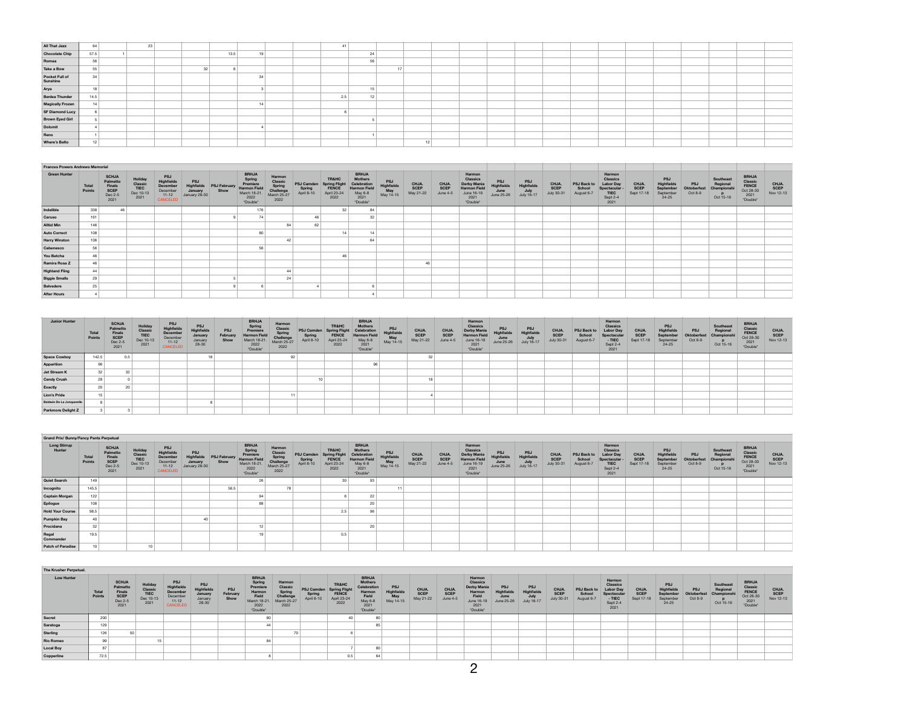| | Total Points | SCHJA Palmetto Finals SCEP Dec 2-5 2021 | Holiday Classic TIEC Dec 10-13 2021 | PSJ Highfields December December 11-12 CANCELED | PSJ Highfields January January 28-30 | PSJ February Show | BRHJA Spring Premiere Harmon Field March 18-21, 2022 *Double* | Harmon Classic Spring Challenge March 25-27 2022 | PSJ Camden Spring April 8-10 | TR&HC Spring Flight FENCE April 23-24 2022 | BRHJA Mothers Celebration Harmon Field May 6-8 2021 *Double* | PSJ Highfields May May 14-15 | CHJA SCEP May 21-22 | CHJA SCEP June 4-5 | Harmon Classics Derby Mania Harmon Field June 16-19 2021 *Double* | PSJ Highfields June June 25-26 | PSJ Highfields July July 16-17 | CHJA SCEP July 30-31 | PSJ Back to School August 6-7 | Harmon Classics Labor Day Spectacular - TIEC Sept 2-4 2021 | CHJA SCEP Sept 17-18 | PSJ Highfields September September 24-25 | PSJ Oktoberfest Oct 8-9 | Southeast Regional Championship Oct 15-16 | BRHJA Classic FENCE Oct 28-30 2021 *Double* | CHJA SCEP Nov 12-13 |
|---|---|---|---|---|---|---|---|---|---|---|---|---|---|---|---|---|---|---|---|---|---|---|---|---|---|---|---|
| All That Jazz | 64 | | 23 | | | | | | | 41 | | | | | | | | | | | | | | | | | |
| Chocolate Chip | 57.5 | 1 | | | | 13.5 | 19 | | | | 24 | | | | | | | | | | | | | | | | |
| Romaa | 56 | | | | | | | | | | 56 | | | | | | | | | | | | | | | | |
| Take a Bow | 55 | | | | 32 | 6 | | | | | | 17 | | | | | | | | | | | | | | | |
| Pocket Full of Sunshine | 34 | | | | | | 34 | | | | | | | | | | | | | | | | | | | | |
| Arya | 18 | | | | | | 3 | | | | 15 | | | | | | | | | | | | | | | | |
| Benlea Thunder | 14.5 | | | | | | | | | 2.5 | 12 | | | | | | | | | | | | | | | | |
| Magically Frozen | 14 | | | | | | 14 | | | | | | | | | | | | | | | | | | | | |
| SF Diamond Lucy | 6 | | | | | | | | | 6 | | | | | | | | | | | | | | | | | |
| Brown Eyed Girl | 5 | | | | | | | | | | 5 | | | | | | | | | | | | | | | | |
| Dolomit | 4 | | | | | | 4 | | | | | | | | | | | | | | | | | | | | |
| Reno | 1 | | | | | | | | | | 1 | | | | | | | | | | | | | | | | |
| Where's Balto | 12 | | | | | | | | | | | | 12 | | | | | | | | | | | | | | |

## Frances Powers Andrews Memorial

| Green Hunter | Total Points | SCHJA Palmetto Finals SCEP Dec 2-5 2021 | Holiday Classic TIEC Dec 10-13 2021 | PSJ Highfields December December 11-12 CANCELED | PSJ Highfields January January 28-30 | PSJ February Show | BRHJA Spring Premiere Harmon Field March 18-21, 2022 *Double* | Harmon Classic Spring Challenge March 25-27 2022 | PSJ Camden Spring April 8-10 | TR&HC Spring Flight FENCE April 23-24 2022 | BRHJA Mothers Celebration Harmon Field May 6-8 2021 *Double* | PSJ Highfields May May 14-15 | CHJA SCEP May 21-22 | CHJA SCEP June 4-5 | Harmon Classics Derby Mania Harmon Field June 16-19 2021 *Double* | PSJ Highfields June June 25-26 | PSJ Highfields July July 16-17 | CHJA SCEP July 30-31 | PSJ Back to School August 6-7 | Harmon Classics Labor Day Spectacular - TIEC Sept 2-4 2021 | CHJA SCEP Sept 17-18 | PSJ Highfields September September 24-25 | PSJ Oktoberfest Oct 8-9 | Southeast Regional Championship Oct 15-16 | BRHJA Classic FENCE Oct 28-30 2021 *Double* | CHJA SCEP Nov 12-13 |
|---|---|---|---|---|---|---|---|---|---|---|---|---|---|---|---|---|---|---|---|---|---|---|---|---|---|---|---|
| Indelible | 338 | 46 | | | | | 176 | | | 32 | 84 | | | | | | | | | | | | | | | | |
| Caruso | 161 | | | | | 9 | 74 | | 46 | | 32 | | | | | | | | | | | | | | | | |
| Alltid Min | 146 | | | | | | | 84 | 62 | | | | | | | | | | | | | | | | | | |
| Auto Correct | 108 | | | | | | 80 | | | 14 | 14 | | | | | | | | | | | | | | | | |
| Harry Winston | 106 | | | | | | | 42 | | | 64 | | | | | | | | | | | | | | | | |
| Cabenesco | 56 | | | | | | 56 | | | | | | | | | | | | | | | | | | | | |
| You Betcha | 46 | | | | | | | | | 46 | | | | | | | | | | | | | | | | | |
| Ramira Rosa Z | 46 | | | | | | | | | | | | 46 | | | | | | | | | | | | | | |
| Highland Fling | 44 | | | | | | | 44 | | | | | | | | | | | | | | | | | | | |
| Biggie Smalls | 29 | | | | | 5 | | 24 | | | | | | | | | | | | | | | | | | | |
| Belvedere | 25 | | | | | 9 | 6 | | 4 | | 6 | | | | | | | | | | | | | | | | |
| After Hours | 4 | | | | | | | | | | 4 | | | | | | | | | | | | | | | | |

| Junior Hunter | Total Points | SCHJA Palmetto Finals SCEP Dec 2-5 2021 | Holiday Classic TIEC Dec 10-13 2021 | PSJ Highfields December December 11-12 CANCELED | PSJ Highfields January January 28-30 | PSJ February Show | BRHJA Spring Premiere Harmon Field March 18-21, 2022 *Double* | Harmon Classic Spring Challenge March 25-27 2022 | PSJ Camden Spring April 8-10 | TR&HC Spring Flight FENCE April 23-24 2022 | BRHJA Mothers Celebration Harmon Field May 6-8 2021 *Double* | PSJ Highfields May May 14-15 | CHJA SCEP May 21-22 | CHJA SCEP June 4-5 | Harmon Classics Derby Mania Harmon Field June 16-19 2021 *Double* | PSJ Highfields June June 25-26 | PSJ Highfields July July 16-17 | CHJA SCEP July 30-31 | PSJ Back to School August 6-7 | Harmon Classics Labor Day Spectacular - TIEC Sept 2-4 2021 | CHJA SCEP Sept 17-18 | PSJ Highfields September September 24-25 | PSJ Oktoberfest Oct 8-9 | Southeast Regional Championship Oct 15-16 | BRHJA Classic FENCE Oct 28-30 2021 *Double* | CHJA SCEP Nov 12-13 |
|---|---|---|---|---|---|---|---|---|---|---|---|---|---|---|---|---|---|---|---|---|---|---|---|---|---|---|---|
| Space Cowboy | 142.5 | 0.5 | | | 18 | | | 92 | | | | | 32 | | | | | | | | | | | | | | |
| Apparition | 96 | | | | | | | | | | 96 | | | | | | | | | | | | | | | | |
| Jet Stream K | 32 | | 32 | | | | | | | | | | | | | | | | | | | | | | | | |
| Candy Crush | 28 | | 0 | | | | | | 10 | | | | 18 | | | | | | | | | | | | | | |
| Exactly | 20 | | 20 | | | | | | | | | | | | | | | | | | | | | | | | |
| Lion's Pride | 15 | | | | | | | 11 | | | | | 4 | | | | | | | | | | | | | | |
| Baldwin De La Jonquerelle | 8 | | | | 8 | | | | | | | | | | | | | | | | | | | | | | |
| Parkmore Delight Z | 3 | 3 | | | | | | | | | | | | | | | | | | | | | | | | | |

## Grand Prix/ Bunny/Fancy Pants Perpetual

| Long Stirrup Hunter | Total Points | SCHJA Palmetto Finals SCEP Dec 2-5 2021 | Holiday Classic TIEC Dec 10-13 2021 | PSJ Highfields December December 11-12 CANCELED | PSJ Highfields January January 28-30 | PSJ February Show | BRHJA Spring Premiere Harmon Field March 18-21, 2022 *Double* | Harmon Classic Spring Challenge March 25-27 2022 | PSJ Camden Spring April 8-10 | TR&HC Spring Flight FENCE April 23-24 2022 | BRHJA Mothers Celebration Harmon Field May 6-8 2021 *Double* | PSJ Highfields May May 14-15 | CHJA SCEP May 21-22 | CHJA SCEP June 4-5 | Harmon Classics Derby Mania Harmon Field June 16-19 2021 *Double* | PSJ Highfields June June 25-26 | PSJ Highfields July July 16-17 | CHJA SCEP July 30-31 | PSJ Back to School August 6-7 | Harmon Classics Labor Day Spectacular - TIEC Sept 2-4 2021 | CHJA SCEP Sept 17-18 | PSJ Highfields September September 24-25 | PSJ Oktoberfest Oct 8-9 | Southeast Regional Championship Oct 15-16 | BRHJA Classic FENCE Oct 28-30 2021 *Double* | CHJA SCEP Nov 12-13 |
|---|---|---|---|---|---|---|---|---|---|---|---|---|---|---|---|---|---|---|---|---|---|---|---|---|---|---|---|
| Quiet Search | 149 | | | | | | 26 | | | 30 | 93 | | | | | | | | | | | | | | | | |
| Incognito | 145.5 | | | | | 56.5 | | 78 | | | | 11 | | | | | | | | | | | | | | | |
| Captain Morgan | 122 | | | | | | 94 | | | 6 | 22 | | | | | | | | | | | | | | | | |
| Epilogue | 108 | | | | | | 88 | | | | 20 | | | | | | | | | | | | | | | | |
| Hold Your Course | 98.5 | | | | | | | | | 2.5 | 96 | | | | | | | | | | | | | | | | |
| Pumpkin Bay | 40 | | | | 40 | | | | | | | | | | | | | | | | | | | | | | |
| Procidana | 32 | | | | | | 12 | | | | 20 | | | | | | | | | | | | | | | | |
| Regal Commander | 19.5 | | | | | | 19 | | | 0.5 | | | | | | | | | | | | | | | | | |
| Patch of Paradise | 10 | | 10 | | | | | | | | | | | | | | | | | | | | | | | | |

## The Krusher Perpetual.

| Low Hunter | Total Points | SCHJA Palmetto Finals SCEP Dec 2-5 2021 | Holiday Classic TIEC Dec 10-13 2021 | PSJ Highfields December December 11-12 CANCELED | PSJ Highfields January January 28-30 | PSJ February Show | BRHJA Spring Premiere Harmon Field March 18-21, 2022 *Double* | Harmon Classic Spring Challenge March 25-27 2022 | PSJ Camden Spring April 8-10 | TR&HC Spring Flight FENCE April 23-24 2022 | BRHJA Mothers Celebration Harmon Field May 6-8 2021 *Double* | PSJ Highfields May May 14-15 | CHJA SCEP May 21-22 | CHJA SCEP June 4-5 | Harmon Classics Derby Mania Harmon Field June 16-19 2021 *Double* | PSJ Highfields June June 25-26 | PSJ Highfields July July 16-17 | CHJA SCEP July 30-31 | PSJ Back to School August 6-7 | Harmon Classics Labor Day Spectacular - TIEC Sept 2-4 2021 | CHJA SCEP Sept 17-18 | PSJ Highfields September September 24-25 | PSJ Oktoberfest Oct 8-9 | Southeast Regional Championship Oct 15-16 | BRHJA Classic FENCE Oct 28-30 2021 *Double* | CHJA SCEP Nov 12-13 |
|---|---|---|---|---|---|---|---|---|---|---|---|---|---|---|---|---|---|---|---|---|---|---|---|---|---|---|---|
| Secret | 200 | | | | | | 80 | | | 40 | 80 | | | | | | | | | | | | | | | | |
| Saratoga | 129 | | | | | | 44 | | | | 85 | | | | | | | | | | | | | | | | |
| Sterling | 126 | 50 | | | | | | 70 | | 6 | | | | | | | | | | | | | | | | | |
| Rio Romeo | 99 | | 15 | | | | 84 | | | | | | | | | | | | | | | | | | | | |
| Local Boy | 87 | | | | | | | | | 7 | 80 | | | | | | | | | | | | | | | | |
| Copperline | 72.5 | | | | | | 8 | | | 0.5 | 64 | | | | | | | | | | | | | | | | |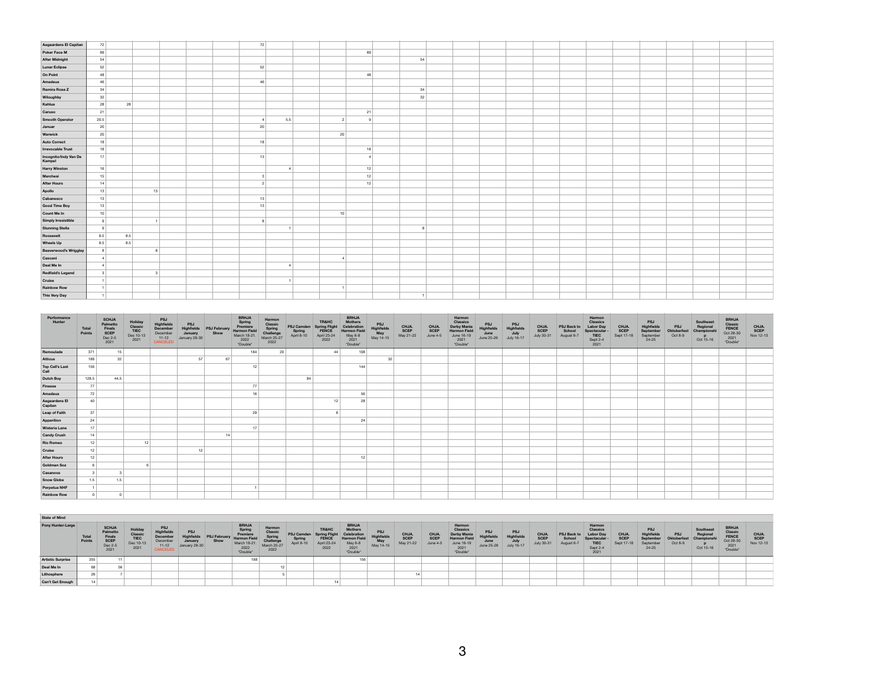| | | | | | | | | | | | | | | | | | | | | | | | | | | |
|---|---|---|---|---|---|---|---|---|---|---|---|---|---|---|---|---|---|---|---|---|---|---|---|---|---|---|
| Aagaardens El Capitan | 72 | | | | | | 72 | | | | | | | | | | | | | | | | | | | |
| Poker Face M | 69 | | | | | | | | | | 69 | | | | | | | | | | | | | | | |
| After Midnight | 54 | | | | | | | | | | | | 54 | | | | | | | | | | | | | |
| Lunar Eclipse | 52 | | | | | | 52 | | | | | | | | | | | | | | | | | | | |
| On Point | 48 | | | | | | | | | | 48 | | | | | | | | | | | | | | | |
| Amadeus | 46 | | | | | | 46 | | | | | | | | | | | | | | | | | | | |
| Ramira Rosa Z | 34 | | | | | | | | | | | | 34 | | | | | | | | | | | | | |
| Willoughby | 32 | | | | | | | | | | | | 32 | | | | | | | | | | | | | |
| Kahlua | 28 | 28 | | | | | | | | | | | | | | | | | | | | | | | | |
| Caruso | 21 | | | | | | | | | | 21 | | | | | | | | | | | | | | | |
| Smooth Operator | 20.5 | | | | | | 4 | 5.5 | | 2 | 9 | | | | | | | | | | | | | | | |
| Januar | 20 | | | | | | 20 | | | | | | | | | | | | | | | | | | | |
| Warwick | 20 | | | | | | | | | 20 | | | | | | | | | | | | | | | | |
| Auto Correct | 18 | | | | | | 18 | | | | | | | | | | | | | | | | | | | |
| Irrevocable Trust | 18 | | | | | | | | | | 18 | | | | | | | | | | | | | | | |
| Incognito/Indy Van De Kampel | 17 | | | | | | 13 | | | | 4 | | | | | | | | | | | | | | | |
| Harry Winston | 16 | | | | | | | 4 | | | 12 | | | | | | | | | | | | | | | |
| Marchesi | 15 | | | | | | 3 | | | | 12 | | | | | | | | | | | | | | | |
| After Hours | 14 | | | | | | 2 | | | | 12 | | | | | | | | | | | | | | | |
| Apollo | 13 | | 13 | | | | | | | | | | | | | | | | | | | | | | | |
| Cabanesco | 13 | | | | | | 13 | | | | | | | | | | | | | | | | | | | |
| Good Time Boy | 13 | | | | | | 13 | | | | | | | | | | | | | | | | | | | |
| Count Me In | 10 | | | | | | | | | 10 | | | | | | | | | | | | | | | | |
| Simply Irresistible | 9 | | 1 | | | | 8 | | | | | | | | | | | | | | | | | | | |
| Stunning Stella | 9 | | | | | | | 1 | | | | | 8 | | | | | | | | | | | | | |
| Roosevelt | 8.5 | 8.5 | | | | | | | | | | | | | | | | | | | | | | | | |
| Wheels Up | 8.5 | 8.5 | | | | | | | | | | | | | | | | | | | | | | | | |
| Beaverwood's Wriggley | 8 | | 8 | | | | | | | | | | | | | | | | | | | | | | | |
| Cascani | 4 | | | | | | | | | 4 | | | | | | | | | | | | | | | | |
| Deal Me In | 4 | | | | | | | 4 | | | | | | | | | | | | | | | | | | |
| Redfield's Legend | 3 | | 3 | | | | | | | | | | | | | | | | | | | | | | | |
| Cruise | 1 | | | | | | | 1 | | | | | | | | | | | | | | | | | | |
| Rainbow Row | 1 | | | | | | | | | 1 | | | | | | | | | | | | | | | | |
| This Very Day | 1 | | | | | | | | | | | | 1 | | | | | | | | | | | | | |

| Performance Hunter | Total Points | SCHJA Palmetto Finals SCEP Dec 2-5 2021 | Holiday Classic TIEC Dec 10-13 2021 | PSJ Highfields December December 11-12 CANCELED | PSJ Highfields January January 28-30 | PSJ February Show | BRHJA Spring Premiere Harmon Field March 18-21, 2022 *Double* | Harmon Classic Spring Challenge March 25-27 2022 | PSJ Camden Spring April 8-10 | TR&HC Spring Flight FENCE April 23-24 2022 | BRHJA Mothers Celebration Harmon Field May 6-8 2021 *Double* | PSJ Highfields May May 14-15 | CHJA SCEP May 21-22 | CHJA SCEP June 4-5 | Harmon Classics Derby Mania Harmon Field June 16-19 2021 *Double* | PSJ Highfields June June 25-26 | PSJ Highfields July July 16-17 | CHJA SCEP July 30-31 | PSJ Back to School August 6-7 | Harmon Classics Labor Day Spectacular - TIEC Sept 2-4 2021 | CHJA SCEP Sept 17-18 | PSJ Highfields September September 24-25 | PSJ Oktoberfest Oct 8-9 | Southeast Regional Championship Oct 15-16 | BRHJA Classic FENCE Oct 28-30 2021 *Double* | CHJA SCEP Nov 12-13 |
|---|---|---|---|---|---|---|---|---|---|---|---|---|---|---|---|---|---|---|---|---|---|---|---|---|---|---|
| Remoulade | 371 | 15 | | | | | 184 | 20 | | 44 | 108 | | | | | | | | | | | | | | | |
| Atticus | 188 | 32 | | | 57 | 67 | | | | | | 32 | | | | | | | | | | | | | | |
| Top Call's Last Call | 156 | | | | | | 12 | | | | 144 | | | | | | | | | | | | | | | |
| Dutch Boy | 128.5 | 44.5 | | | | | | | 84 | | | | | | | | | | | | | | | | | |
| Finesse | 77 | | | | | | 77 | | | | | | | | | | | | | | | | | | | |
| Amadeus | 72 | | | | | | 16 | | | | 56 | | | | | | | | | | | | | | | |
| Aagaardens El Capitan | 40 | | | | | | | | | 12 | 28 | | | | | | | | | | | | | | | |
| Leap of Faith | 37 | | | | | | 29 | | | 8 | | | | | | | | | | | | | | | | |
| Apparition | 24 | | | | | | | | | | 24 | | | | | | | | | | | | | | | |
| Wisteria Lane | 17 | | | | | | 17 | | | | | | | | | | | | | | | | | | | |
| Candy Crush | 14 | | | | | 14 | | | | | | | | | | | | | | | | | | | | |
| Rio Romeo | 12 | | 12 | | | | | | | | | | | | | | | | | | | | | | | |
| Cruise | 12 | | | | 12 | | | | | | | | | | | | | | | | | | | | | |
| After Hours | 12 | | | | | | | | | | 12 | | | | | | | | | | | | | | | |
| Goldman Soz | 6 | | 6 | | | | | | | | | | | | | | | | | | | | | | | |
| Casanova | 3 | 3 | | | | | | | | | | | | | | | | | | | | | | | | |
| Snow Globe | 1.5 | 1.5 | | | | | | | | | | | | | | | | | | | | | | | | |
| Perpetua NHF | 1 | | | | | | 1 | | | | | | | | | | | | | | | | | | | |
| Rainbow Row | 0 | 0 | | | | | | | | | | | | | | | | | | | | | | | | |

State of Mind

| Pony Hunter-Large | Total Points | SCHJA Palmetto Finals SCEP Dec 2-5 2021 | Holiday Classic TIEC Dec 10-13 2021 | PSJ Highfields December December 11-12 CANCELED | PSJ Highfields January January 28-30 | PSJ February Show | BRHJA Spring Premiere Harmon Field March 18-21, 2022 *Double* | Harmon Classic Spring Challenge March 25-27 2022 | PSJ Camden Spring April 8-10 | TR&HC Spring Flight FENCE April 23-24 2022 | BRHJA Mothers Celebration Harmon Field May 6-8 2021 *Double* | PSJ Highfields May May 14-15 | CHJA SCEP May 21-22 | CHJA SCEP June 4-5 | Harmon Classics Derby Mania Harmon Field June 16-19 2021 *Double* | PSJ Highfields June June 25-26 | PSJ Highfields July July 16-17 | CHJA SCEP July 30-31 | PSJ Back to School August 6-7 | Harmon Classics Labor Day Spectacular - TIEC Sept 2-4 2021 | CHJA SCEP Sept 17-18 | PSJ Highfields September September 24-25 | PSJ Oktoberfest Oct 8-9 | Southeast Regional Championship Oct 15-16 | BRHJA Classic FENCE Oct 28-30 2021 *Double* | CHJA SCEP Nov 12-13 |
|---|---|---|---|---|---|---|---|---|---|---|---|---|---|---|---|---|---|---|---|---|---|---|---|---|---|---|
| Artistic Surprise | 355 | 11 | | | | | 188 | | | | 156 | | | | | | | | | | | | | | | |
| Deal Me In | 68 | 56 | | | | | | 12 | | | | | | | | | | | | | | | | | | |
| Lithosphere | 26 | 7 | | | | | | 5 | | | | | 14 | | | | | | | | | | | | | |
| Can't Get Enough | 14 | | | | | | | | | 14 | | | | | | | | | | | | | | | | |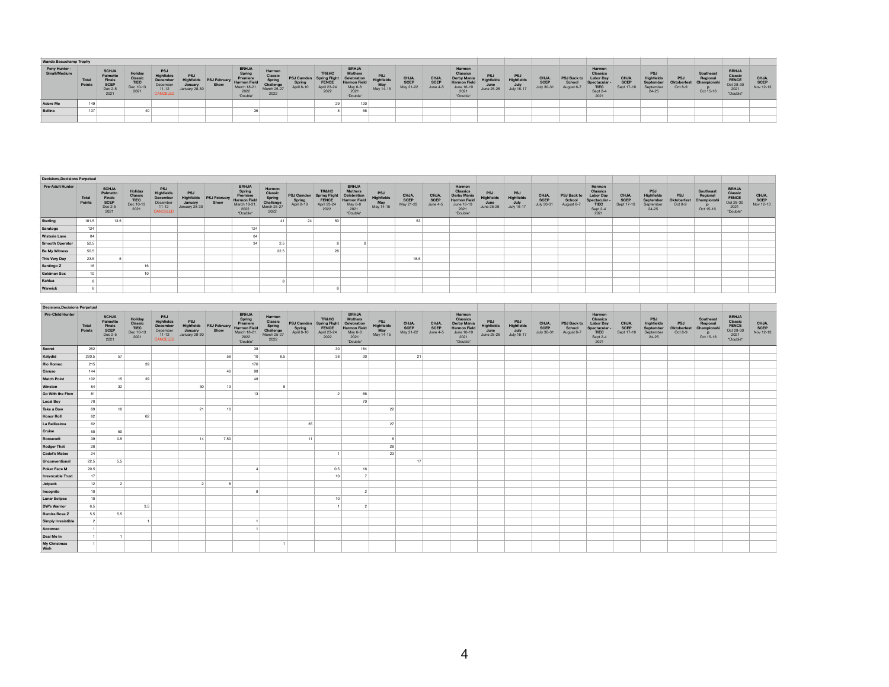## Wanda Beauchamp Trophy

| Pony Hunter - Small/Medium | Total Points | SCHJA Palmetto Finals SCEP Dec 2-5 2021 | Holiday Classic TIEC Dec 10-13 2021 | PSJ Highfields December December 11-12 CANCELED | PSJ Highfields January January 28-30 | PSJ February Show | BRHJA Spring Premiere Harmon Field March 18-21, 2022 *Double* | Harmon Classic Spring Challenge March 25-27 2022 | PSJ Camden Spring April 8-10 | TR&HC Spring Flight FENCE April 23-24 2022 | BRHJA Mothers Celebration Harmon Field May 6-8 2021 *Double* | PSJ Highfields May May 14-15 | CHJA SCEP May 21-22 | CHJA SCEP June 4-5 | Harmon Classics Derby Mania Harmon Field June 16-19 2021 *Double* | PSJ Highfields June June 25-26 | PSJ Highfields July July 16-17 | CHJA SCEP July 30-31 | PSJ Back to School August 6-7 | Harmon Classics Labor Day Spectacular - TIEC Sept 2-4 2021 | CHJA SCEP Sept 17-18 | PSJ Highfields September September 24-25 | PSJ Oktoberfest Oct 8-9 | Southeast Regional Championship Oct 15-16 | BRHJA Classic FENCE Oct 28-30 2021 *Double* | CHJA SCEP Nov 12-13 |
|---|---|---|---|---|---|---|---|---|---|---|---|---|---|---|---|---|---|---|---|---|---|---|---|---|---|---|
| Adore Me | 149 | | | | | | | | | 29 | 120 | | | | | | | | | | | | | | | |
| Bellina | 137 | | 40 | | | | 36 | | | 5 | 56 | | | | | | | | | | | | | | | |
| | | | | | | | | | | | | | | | | | | | | | | | | | | |

## Decisions,Decisions Perpetual

| Pre-Adult Hunter | Total Points | SCHJA Palmetto Finals SCEP Dec 2-5 2021 | Holiday Classic TIEC Dec 10-13 2021 | PSJ Highfields December December 11-12 CANCELED | PSJ Highfields January January 28-30 | PSJ February Show | BRHJA Spring Premiere Harmon Field March 18-21, 2022 *Double* | Harmon Classic Spring Challenge March 25-27 2022 | PSJ Camden Spring April 8-10 | TR&HC Spring Flight FENCE April 23-24 2022 | BRHJA Mothers Celebration Harmon Field May 6-8 2021 *Double* | PSJ Highfields May May 14-15 | CHJA SCEP May 21-22 | CHJA SCEP June 4-5 | Harmon Classics Derby Mania Harmon Field June 16-19 2021 *Double* | PSJ Highfields June June 25-26 | PSJ Highfields July July 16-17 | CHJA SCEP July 30-31 | PSJ Back to School August 6-7 | Harmon Classics Labor Day Spectacular - TIEC Sept 2-4 2021 | CHJA SCEP Sept 17-18 | PSJ Highfields September September 24-25 | PSJ Oktoberfest Oct 8-9 | Southeast Regional Championship Oct 15-16 | BRHJA Classic FENCE Oct 28-30 2021 *Double* | CHJA SCEP Nov 12-13 |
|---|---|---|---|---|---|---|---|---|---|---|---|---|---|---|---|---|---|---|---|---|---|---|---|---|---|---|
| Sterling | 181.5 | 13.5 | | | | | | 41 | 24 | 50 | | | 53 | | | | | | | | | | | | | |
| Saratoga | 124 | | | | | | 124 | | | | | | | | | | | | | | | | | | | |
| Wisteria Lane | 84 | | | | | | 84 | | | | | | | | | | | | | | | | | | | |
| Smooth Operator | 52.5 | | | | | | 34 | 2.5 | | 8 | 8 | | | | | | | | | | | | | | | |
| Be My Witness | 50.5 | | | | | | | 22.5 | | 28 | | | | | | | | | | | | | | | | |
| This Very Day | 23.5 | 5 | | | | | | | | | | | 18.5 | | | | | | | | | | | | | |
| Santingo Z | 16 | | 16 | | | | | | | | | | | | | | | | | | | | | | | |
| Goldman Sox | 10 | | 10 | | | | | | | | | | | | | | | | | | | | | | | |
| Kahlua | 8 | | | | | | | 8 | | | | | | | | | | | | | | | | | | |
| Warwick | 6 | | | | | | | | | 6 | | | | | | | | | | | | | | | | |

## Decisions,Decisions Perpetual

| Pre-Child Hunter | Total Points | SCHJA Palmetto Finals SCEP Dec 2-5 2021 | Holiday Classic TIEC Dec 10-13 2021 | PSJ Highfields December December 11-12 CANCELED | PSJ Highfields January January 28-30 | PSJ February Show | BRHJA Spring Premiere Harmon Field March 18-21, 2022 *Double* | Harmon Classic Spring Challenge March 25-27 2022 | PSJ Camden Spring April 8-10 | TR&HC Spring Flight FENCE April 23-24 2022 | BRHJA Mothers Celebration Harmon Field May 6-8 2021 *Double* | PSJ Highfields May May 14-15 | CHJA SCEP May 21-22 | CHJA SCEP June 4-5 | Harmon Classics Derby Mania Harmon Field June 16-19 2021 *Double* | PSJ Highfields June June 25-26 | PSJ Highfields July July 16-17 | CHJA SCEP July 30-31 | PSJ Back to School August 6-7 | Harmon Classics Labor Day Spectacular - TIEC Sept 2-4 2021 | CHJA SCEP Sept 17-18 | PSJ Highfields September September 24-25 | PSJ Oktoberfest Oct 8-9 | Southeast Regional Championship Oct 15-16 | BRHJA Classic FENCE Oct 28-30 2021 *Double* | CHJA SCEP Nov 12-13 |
|---|---|---|---|---|---|---|---|---|---|---|---|---|---|---|---|---|---|---|---|---|---|---|---|---|---|---|
| Secret | 252 | | | | | | 38 | | | 30 | 184 | | | | | | | | | | | | | | | |
| Katydid | 220.5 | 57 | | | | 58 | 10 | 6.5 | | 38 | 30 | | 21 | | | | | | | | | | | | | |
| Ric Romeo | 215 | | 39 | | | | 176 | | | | | | | | | | | | | | | | | | | |
| Caruso | 144 | | | | | 46 | 98 | | | | | | | | | | | | | | | | | | | |
| Match Point | 102 | 15 | 39 | | | | 48 | | | | | | | | | | | | | | | | | | | |
| Winston | 84 | 32 | | | 30 | 13 | | 9 | | | | | | | | | | | | | | | | | | |
| Go With the Flow | 81 | | | | | | 13 | | | 2 | 66 | | | | | | | | | | | | | | | |
| Local Boy | 70 | | | | | | | | | | 70 | | | | | | | | | | | | | | | |
| Take a Bow | 69 | 10 | | | 21 | 16 | | | | | | 22 | | | | | | | | | | | | | | |
| Honor Roll | 62 | | 62 | | | | | | | | | | | | | | | | | | | | | | | |
| La Bellissima | 62 | | | | | | | | 35 | | | 27 | | | | | | | | | | | | | | |
| Cruise | 50 | 50 | | | | | | | | | | | | | | | | | | | | | | | | |
| Roosevelt | 39 | 0.5 | | | 14 | 7.50 | | | 11 | | | 6 | | | | | | | | | | | | | | |
| Rodger That | 28 | | | | | | | | | | | 28 | | | | | | | | | | | | | | |
| Cadet's Mateo | 24 | | | | | | | | | 1 | | 23 | | | | | | | | | | | | | | |
| Unconventional | 22.5 | 5.5 | | | | | | | | | | | 17 | | | | | | | | | | | | | |
| Poker Face M | 20.5 | | | | | | 4 | | | 0.5 | 16 | | | | | | | | | | | | | | | |
| Irrevocable Trust | 17 | | | | | | | | | 10 | 7 | | | | | | | | | | | | | | | |
| Jetpack | 12 | 2 | | | 2 | 8 | | | | | | | | | | | | | | | | | | | | |
| Incognito | 10 | | | | | | 8 | | | | 2 | | | | | | | | | | | | | | | |
| Lunar Eclipse | 10 | | | | | | | | | 10 | | | | | | | | | | | | | | | | |
| DW's Warrior | 6.5 | | 3.5 | | | | | | | 1 | 2 | | | | | | | | | | | | | | | |
| Ramira Rosa Z | 5.5 | 5.5 | | | | | | | | | | | | | | | | | | | | | | | | |
| Simply Irresistible | 2 | | 1 | | | | 1 | | | | | | | | | | | | | | | | | | | |
| Accomac | 1 | | | | | | 1 | | | | | | | | | | | | | | | | | | | |
| Deal Me In | 1 | 1 | | | | | | | | | | | | | | | | | | | | | | | | |
| My Christmas Wish | 1 | | | | | | | 1 | | | | | | | | | | | | | | | | | | |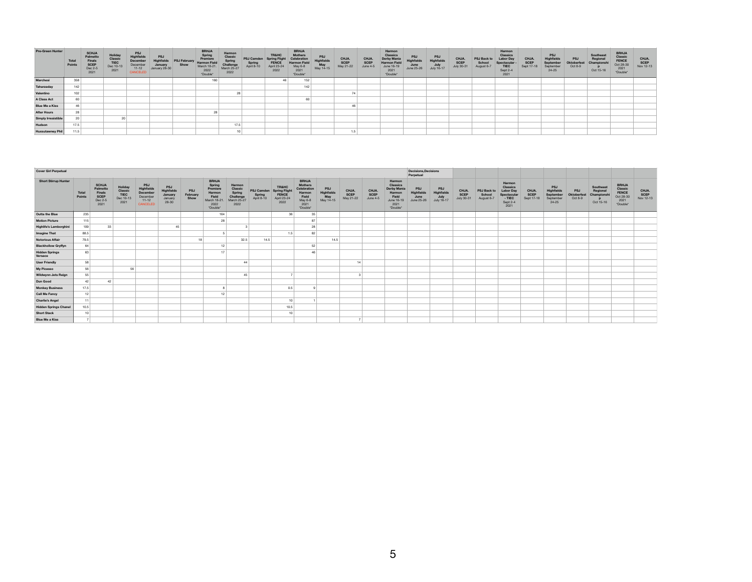| Pre-Green Hunter | Total Points | SCHJA Palmetto Finals SCEP Dec 2-5 2021 | Holiday Classic TIEC Dec 10-13 2021 | PSJ Highfields December December 11-12 CANCELED | PSJ Highfields January January 28-30 | PSJ February Show | BRHJA Spring Premiere Harmon Field March 18-21. 2022 *Double* | Harmon Classic Spring Challenge March 25-27 2022 | PSJ Camden Spring April 8-10 | TR&HC Spring Flight FENCE April 23-24 2022 | BRHJA Mothers Celebration Harmon Field May 6-8 2021 *Double* | PSJ Highfields May May 14-15 | CHJA. SCEP May 21-22 | CHJA. SCEP June 4-5 | Harmon Classics Derby Mania Harmon Field June 16-19 2021 *Double* | PSJ Highfields June June 25-26 | PSJ Highfields July July 16-17 | CHJA. SCEP July 30-31 | PSJ Back to School August 6-7 | Harmon Classics Labor Day Spectacular - TIEC Sept 2-4 2021 | CHJA. SCEP Sept 17-18 | PSJ Highfields September September 24-25 | PSJ Oktoberfest Oct 8-9 | Southeast Regional Championship Oct 15-16 | BRHJA Classic FENCE Oct 28-30 2021 *Double* | CHJA. SCEP Nov 12-13 |
|---|---|---|---|---|---|---|---|---|---|---|---|---|---|---|---|---|---|---|---|---|---|---|---|---|---|---|
| Marchesi | 358 | | | | | | 160 | | | 46 | 152 | | | | | | | | | | | | | | | |
| Taharzaday | 142 | | | | | | | | | | 142 | | | | | | | | | | | | | | | |
| Valentino | 102 | | | | | | | 28 | | | | | 74 | | | | | | | | | | | | | |
| A Class Act | 60 | | | | | | | | | | 60 | | | | | | | | | | | | | | | |
| Blue Me a Kiss | 46 | | | | | | | | | | | | 46 | | | | | | | | | | | | | |
| After Hours | 28 | | | | | | 28 | | | | | | | | | | | | | | | | | | | |
| Simply Irresistible | 20 | | 20 | | | | | | | | | | | | | | | | | | | | | | | |
| Hudson | 17.5 | | | | | | | 17.5 | | | | | | | | | | | | | | | | | | |
| Huxsutawney Phil | 11.5 | | | | | | | 10 | | | | | 1.5 | | | | | | | | | | | | | |

| Cover Girl Perpetual | | | | | | | | | | | | | | | | Decisions,Decisions Perpetual | | | | | | | | | | |
|---|---|---|---|---|---|---|---|---|---|---|---|---|---|---|---|---|---|---|---|---|---|---|---|---|---|---|
| Short Stirrup Hunter | Total Points | SCHJA Palmetto Finals SCEP Dec 2-5 2021 | Holiday Classic TIEC Dec 10-13 2021 | PSJ Highfields December December 11-12 CANCELED | PSJ Highfields January January 28-30 | PSJ February Show | BRHJA Spring Premiere Harmon Field March 18-21. 2022 *Double* | Harmon Classic Spring Challenge March 25-27 2022 | PSJ Camden Spring April 8-10 | TR&HC Spring Flight FENCE April 23-24 2022 | BRHJA Mothers Celebration Harmon Field May 6-8 2021 *Double* | PSJ Highfields May May 14-15 | CHJA. SCEP May 21-22 | CHJA. SCEP June 4-5 | Harmon Classics Derby Mania Harmon Field June 16-19 2021 *Double* | PSJ Highfields June June 25-26 | PSJ Highfields July July 16-17 | CHJA. SCEP July 30-31 | PSJ Back to School August 6-7 | Harmon Classics Labor Day Spectacular - TIEC Sept 2-4 2021 | CHJA. SCEP Sept 17-18 | PSJ Highfields September September 24-25 | PSJ Oktoberfest Oct 8-9 | Southeast Regional Championship Oct 15-16 | BRHJA Classic FENCE Oct 28-30 2021 *Double* | CHJA. SCEP Nov 12-13 |
| Outta the Blue | 235 | | | | | | 164 | | | 36 | 35 | | | | | | | | | | | | | | | |
| Motion Picture | 115 | | | | | | 28 | | | | 87 | | | | | | | | | | | | | | | |
| Highlife's Lamborghini | 109 | 33 | | | 45 | | | 3 | | | 28 | | | | | | | | | | | | | | | |
| Imagine That | 88.5 | | | | | | 5 | | | 1.5 | 82 | | | | | | | | | | | | | | | |
| Notorious Affair | 79.5 | | | | | 18 | | 32.5 | 14.5 | | | 14.5 | | | | | | | | | | | | | | |
| Blackhollow Gryffyn | 64 | | | | | | 12 | | | | 52 | | | | | | | | | | | | | | | |
| Hidden Springs Versace | 63 | | | | | | 17 | | | | 46 | | | | | | | | | | | | | | | |
| User Friendly | 58 | | | | | | | 44 | | | | | 14 | | | | | | | | | | | | | |
| My Picasso | 56 | | 56 | | | | | | | | | | | | | | | | | | | | | | | |
| Wildwynn Jets Reign | 55 | | | | | | | 45 | | 7 | | | 3 | | | | | | | | | | | | | |
| Dun Good | 42 | 42 | | | | | | | | | | | | | | | | | | | | | | | | |
| Monkey Business | 17.5 | | | | | | 8 | | | 0.5 | 9 | | | | | | | | | | | | | | | |
| Call Me Fancy | 12 | | | | | | 12 | | | | | | | | | | | | | | | | | | | |
| Charlie's Angel | 11 | | | | | | | | | 10 | 1 | | | | | | | | | | | | | | | |
| Hidden Springs Chanel | 10.5 | | | | | | | | | 10.5 | | | | | | | | | | | | | | | | |
| Short Stack | 10 | | | | | | | | | 10 | | | | | | | | | | | | | | | | |
| Blue Me a Kiss | 7 | | | | | | | | | | | | 7 | | | | | | | | | | | | | |